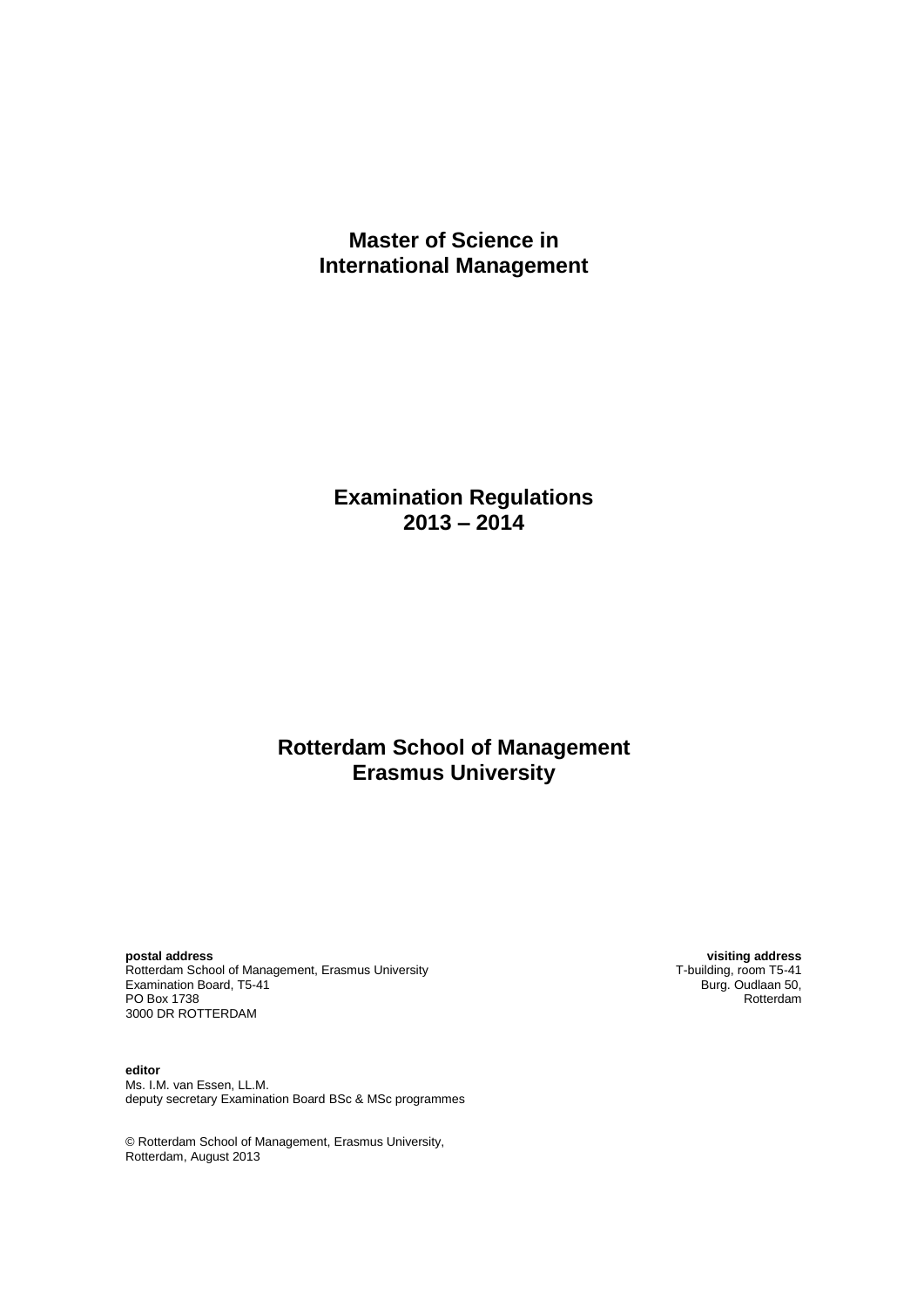# Master of Science in International Management

## Examination Regulations 2013 – 2014

## Rotterdam School of Management Erasmus University

**postal address**
Rotterdam School of Management, Erasmus University
Examination Board, T5-41
PO Box 1738
3000 DR ROTTERDAM

**visiting address**
T-building, room T5-41
Burg. Oudlaan 50,
Rotterdam

**editor**
Ms. I.M. van Essen, LL.M.
deputy secretary Examination Board BSc & MSc programmes

© Rotterdam School of Management, Erasmus University,
Rotterdam, August 2013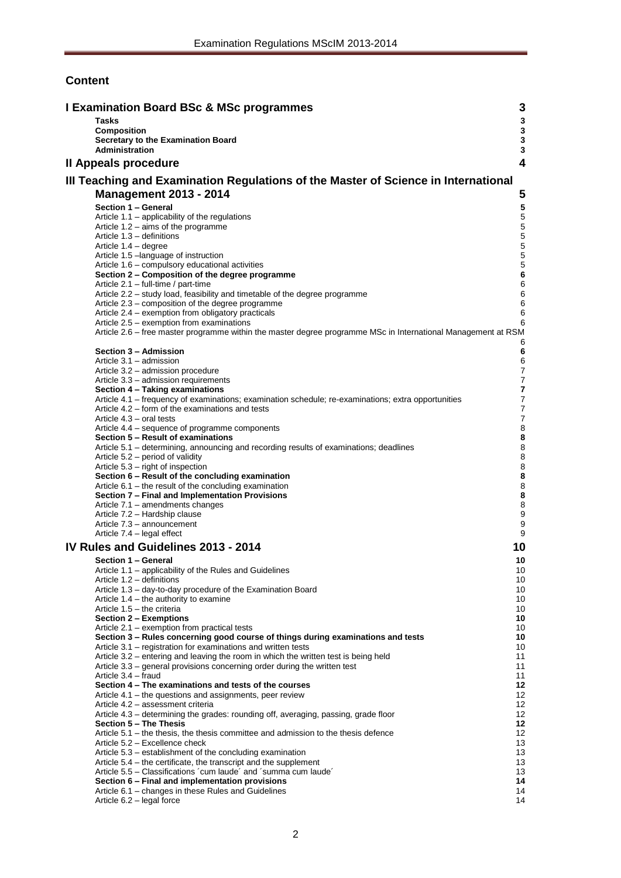## Content

**I Examination Board BSc & MSc programmes** 3

- **Tasks** 3
- **Composition** 3
- **Secretary to the Examination Board** 3
- **Administration** 3

**II Appeals procedure** 4

**III Teaching and Examination Regulations of the Master of Science in International Management 2013 - 2014** 5

- **Section 1 – General** 5
  - Article 1.1 – applicability of the regulations 5
  - Article 1.2 – aims of the programme 5
  - Article 1.3 – definitions 5
  - Article 1.4 – degree 5
  - Article 1.5 –language of instruction 5
  - Article 1.6 – compulsory educational activities 5
- **Section 2 – Composition of the degree programme** 6
  - Article 2.1 – full-time / part-time 6
  - Article 2.2 – study load, feasibility and timetable of the degree programme 6
  - Article 2.3 – composition of the degree programme 6
  - Article 2.4 – exemption from obligatory practicals 6
  - Article 2.5 – exemption from examinations 6
  - Article 2.6 – free master programme within the master degree programme MSc in International Management at RSM 6
- **Section 3 – Admission** 6
  - Article 3.1 – admission 6
  - Article 3.2 – admission procedure 7
  - Article 3.3 – admission requirements 7
- **Section 4 – Taking examinations** 7
  - Article 4.1 – frequency of examinations; examination schedule; re-examinations; extra opportunities 7
  - Article 4.2 – form of the examinations and tests 7
  - Article 4.3 – oral tests 7
  - Article 4.4 – sequence of programme components 8
- **Section 5 – Result of examinations** 8
  - Article 5.1 – determining, announcing and recording results of examinations; deadlines 8
  - Article 5.2 – period of validity 8
  - Article 5.3 – right of inspection 8
- **Section 6 – Result of the concluding examination** 8
  - Article 6.1 – the result of the concluding examination 8
- **Section 7 – Final and Implementation Provisions** 8
  - Article 7.1 – amendments changes 8
  - Article 7.2 – Hardship clause 9
  - Article 7.3 – announcement 9
  - Article 7.4 – legal effect 9

**IV Rules and Guidelines 2013 - 2014** 10

- **Section 1 – General** 10
  - Article 1.1 – applicability of the Rules and Guidelines 10
  - Article 1.2 – definitions 10
  - Article 1.3 – day-to-day procedure of the Examination Board 10
  - Article 1.4 – the authority to examine 10
  - Article 1.5 – the criteria 10
- **Section 2 – Exemptions** 10
  - Article 2.1 – exemption from practical tests 10
- **Section 3 – Rules concerning good course of things during examinations and tests** 10
  - Article 3.1 – registration for examinations and written tests 10
  - Article 3.2 – entering and leaving the room in which the written test is being held 11
  - Article 3.3 – general provisions concerning order during the written test 11
  - Article 3.4 – fraud 11
- **Section 4 – The examinations and tests of the courses** 12
  - Article 4.1 – the questions and assignments, peer review 12
  - Article 4.2 – assessment criteria 12
  - Article 4.3 – determining the grades: rounding off, averaging, passing, grade floor 12
- **Section 5 – The Thesis** 12
  - Article 5.1 – the thesis, the thesis committee and admission to the thesis defence 12
  - Article 5.2 – Excellence check 13
  - Article 5.3 – establishment of the concluding examination 13
  - Article 5.4 – the certificate, the transcript and the supplement 13
  - Article 5.5 – Classifications ´cum laude´ and ´summa cum laude´ 13
- **Section 6 – Final and implementation provisions** 14
  - Article 6.1 – changes in these Rules and Guidelines 14
  - Article 6.2 – legal force 14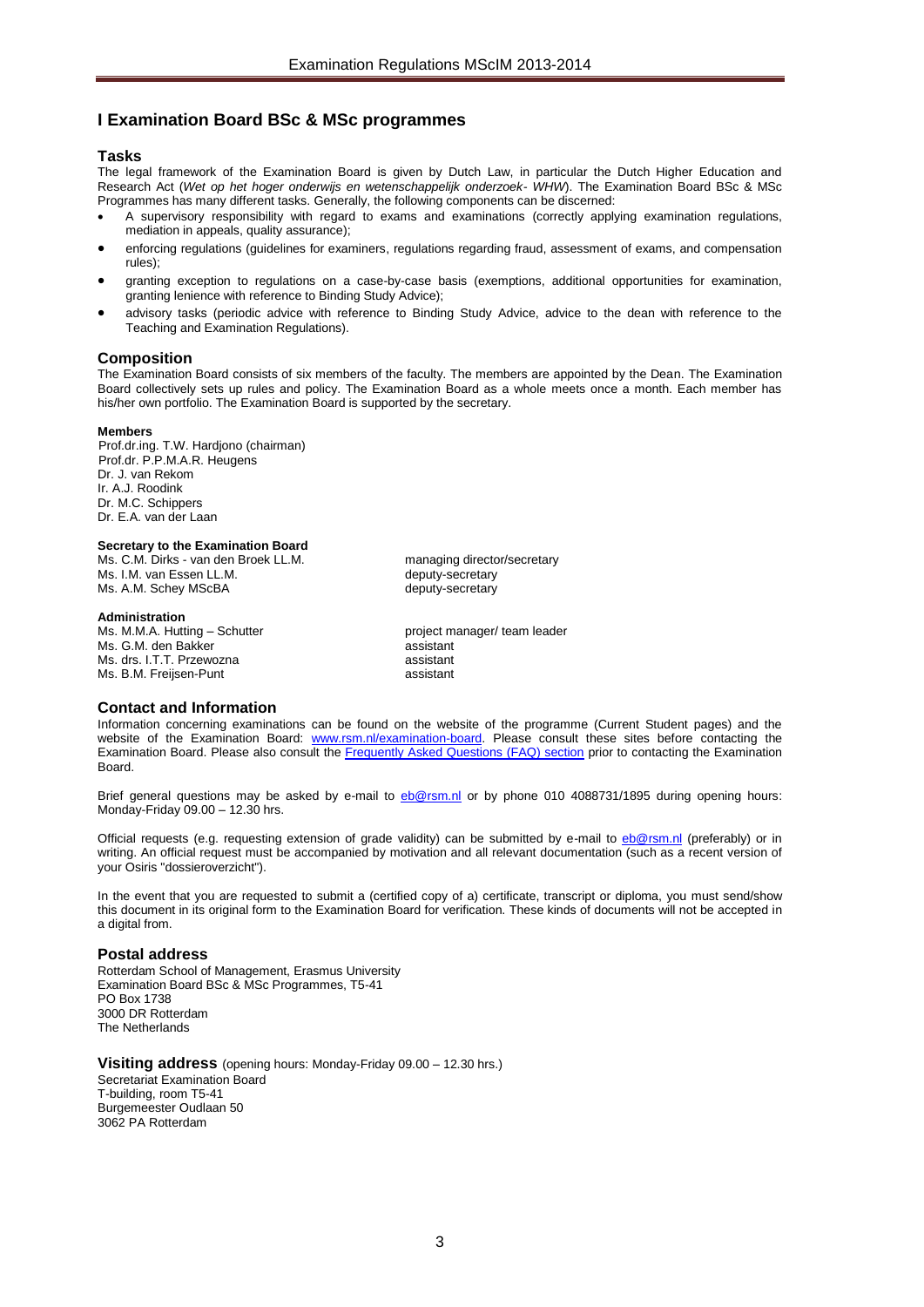# I Examination Board BSc & MSc programmes

## Tasks

The legal framework of the Examination Board is given by Dutch Law, in particular the Dutch Higher Education and Research Act (*Wet op het hoger onderwijs en wetenschappelijk onderzoek- WHW*). The Examination Board BSc & MSc Programmes has many different tasks. Generally, the following components can be discerned:

- A supervisory responsibility with regard to exams and examinations (correctly applying examination regulations, mediation in appeals, quality assurance);
- enforcing regulations (guidelines for examiners, regulations regarding fraud, assessment of exams, and compensation rules);
- granting exception to regulations on a case-by-case basis (exemptions, additional opportunities for examination, granting lenience with reference to Binding Study Advice);
- advisory tasks (periodic advice with reference to Binding Study Advice, advice to the dean with reference to the Teaching and Examination Regulations).

## Composition

The Examination Board consists of six members of the faculty. The members are appointed by the Dean. The Examination Board collectively sets up rules and policy. The Examination Board as a whole meets once a month. Each member has his/her own portfolio. The Examination Board is supported by the secretary.

**Members**

Prof.dr.ing. T.W. Hardjono (chairman)
Prof.dr. P.P.M.A.R. Heugens
Dr. J. van Rekom
Ir. A.J. Roodink
Dr. M.C. Schippers
Dr. E.A. van der Laan

**Secretary to the Examination Board**

| | |
|---|---|
| Ms. C.M. Dirks - van den Broek LL.M. | managing director/secretary |
| Ms. I.M. van Essen LL.M. | deputy-secretary |
| Ms. A.M. Schey MScBA | deputy-secretary |

**Administration**

| | |
|---|---|
| Ms. M.M.A. Hutting – Schutter | project manager/ team leader |
| Ms. G.M. den Bakker | assistant |
| Ms. drs. I.T.T. Przewozna | assistant |
| Ms. B.M. Freijsen-Punt | assistant |

## Contact and Information

Information concerning examinations can be found on the website of the programme (Current Student pages) and the website of the Examination Board: www.rsm.nl/examination-board. Please consult these sites before contacting the Examination Board. Please also consult the Frequently Asked Questions (FAQ) section prior to contacting the Examination Board.

Brief general questions may be asked by e-mail to eb@rsm.nl or by phone 010 4088731/1895 during opening hours: Monday-Friday 09.00 – 12.30 hrs.

Official requests (e.g. requesting extension of grade validity) can be submitted by e-mail to eb@rsm.nl (preferably) or in writing. An official request must be accompanied by motivation and all relevant documentation (such as a recent version of your Osiris "dossieroverzicht").

In the event that you are requested to submit a (certified copy of a) certificate, transcript or diploma, you must send/show this document in its original form to the Examination Board for verification. These kinds of documents will not be accepted in a digital from.

## Postal address

Rotterdam School of Management, Erasmus University
Examination Board BSc & MSc Programmes, T5-41
PO Box 1738
3000 DR Rotterdam
The Netherlands

## Visiting address (opening hours: Monday-Friday 09.00 – 12.30 hrs.)

Secretariat Examination Board
T-building, room T5-41
Burgemeester Oudlaan 50
3062 PA Rotterdam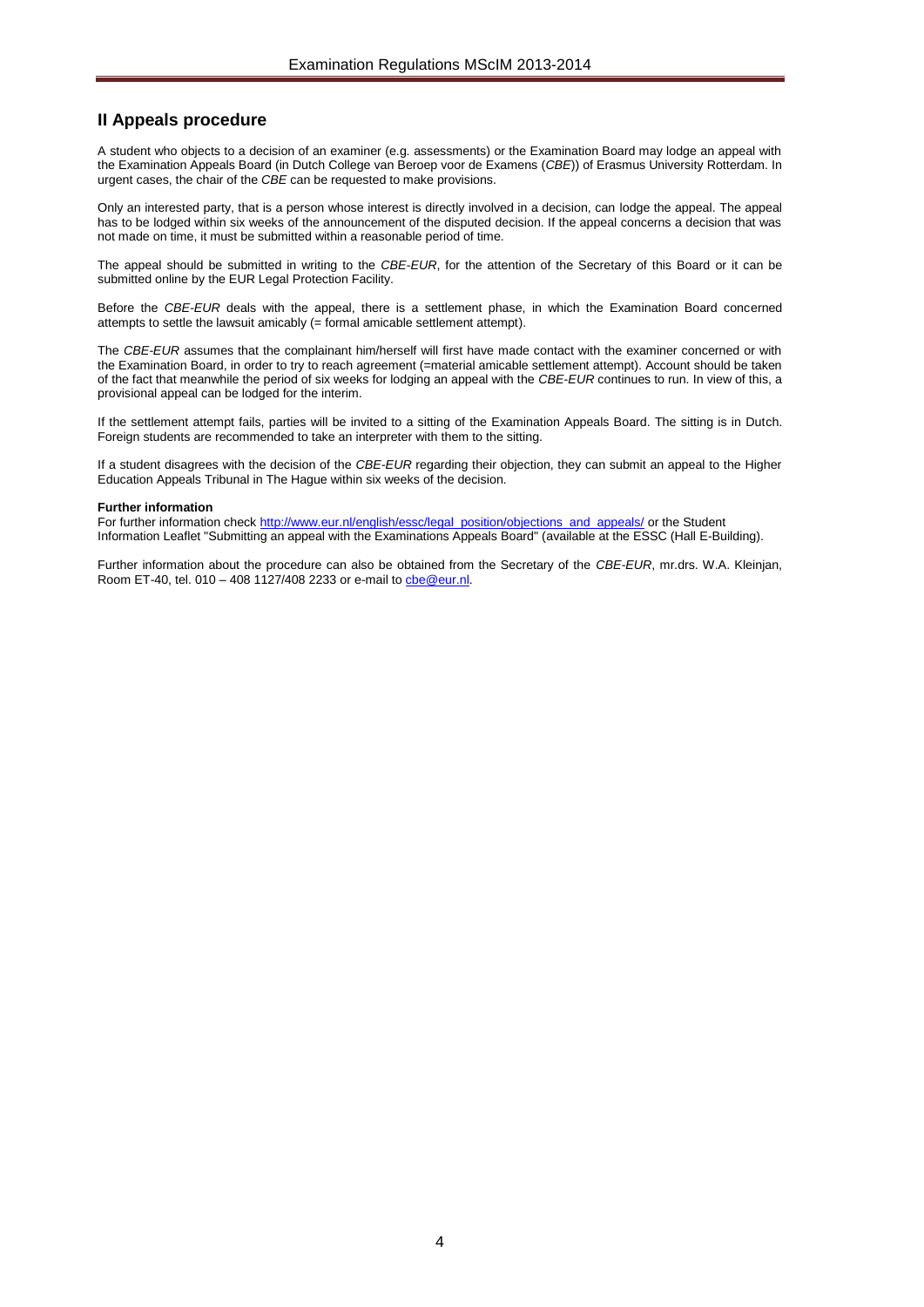## II Appeals procedure

A student who objects to a decision of an examiner (e.g. assessments) or the Examination Board may lodge an appeal with the Examination Appeals Board (in Dutch College van Beroep voor de Examens (*CBE*)) of Erasmus University Rotterdam. In urgent cases, the chair of the *CBE* can be requested to make provisions.

Only an interested party, that is a person whose interest is directly involved in a decision, can lodge the appeal. The appeal has to be lodged within six weeks of the announcement of the disputed decision. If the appeal concerns a decision that was not made on time, it must be submitted within a reasonable period of time.

The appeal should be submitted in writing to the *CBE-EUR*, for the attention of the Secretary of this Board or it can be submitted online by the EUR Legal Protection Facility.

Before the *CBE-EUR* deals with the appeal, there is a settlement phase, in which the Examination Board concerned attempts to settle the lawsuit amicably (= formal amicable settlement attempt).

The *CBE-EUR* assumes that the complainant him/herself will first have made contact with the examiner concerned or with the Examination Board, in order to try to reach agreement (=material amicable settlement attempt). Account should be taken of the fact that meanwhile the period of six weeks for lodging an appeal with the *CBE-EUR* continues to run. In view of this, a provisional appeal can be lodged for the interim.

If the settlement attempt fails, parties will be invited to a sitting of the Examination Appeals Board. The sitting is in Dutch. Foreign students are recommended to take an interpreter with them to the sitting.

If a student disagrees with the decision of the *CBE-EUR* regarding their objection, they can submit an appeal to the Higher Education Appeals Tribunal in The Hague within six weeks of the decision.

**Further information**

For further information check http://www.eur.nl/english/essc/legal_position/objections_and_appeals/ or the Student Information Leaflet "Submitting an appeal with the Examinations Appeals Board" (available at the ESSC (Hall E-Building).

Further information about the procedure can also be obtained from the Secretary of the *CBE-EUR*, mr.drs. W.A. Kleinjan, Room ET-40, tel. 010 – 408 1127/408 2233 or e-mail to cbe@eur.nl.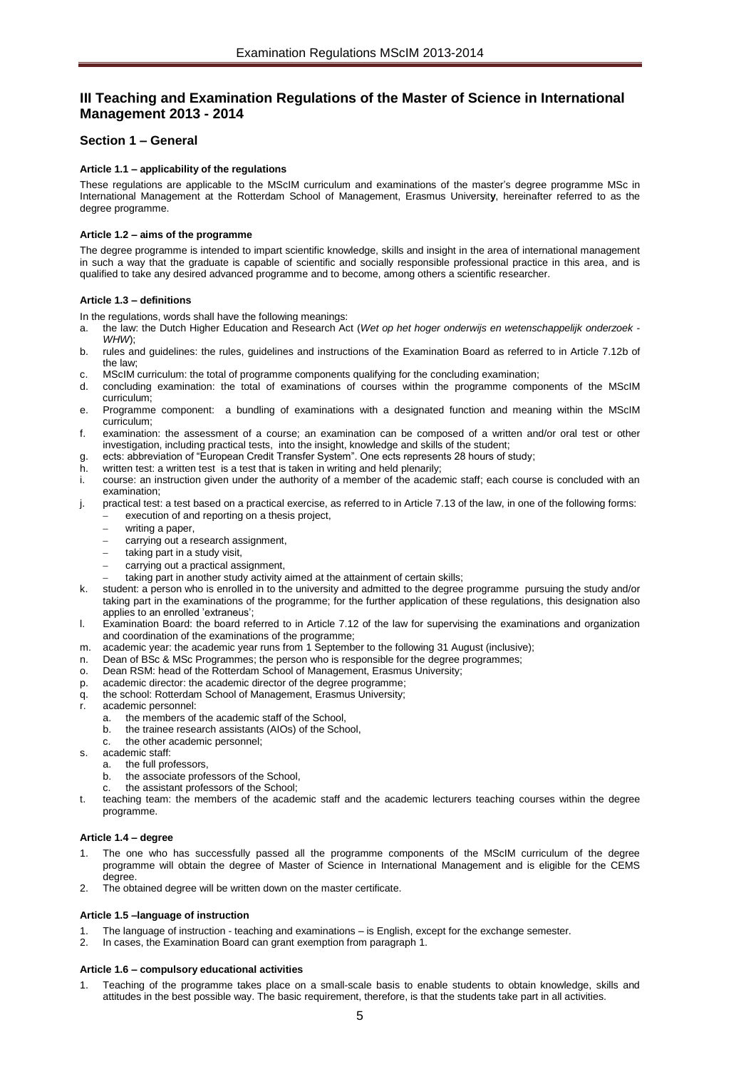# III Teaching and Examination Regulations of the Master of Science in International Management 2013 - 2014

## Section 1 – General

#### Article 1.1 – applicability of the regulations

These regulations are applicable to the MScIM curriculum and examinations of the master's degree programme MSc in International Management at the Rotterdam School of Management, Erasmus Universit**y**, hereinafter referred to as the degree programme.

#### Article 1.2 – aims of the programme

The degree programme is intended to impart scientific knowledge, skills and insight in the area of international management in such a way that the graduate is capable of scientific and socially responsible professional practice in this area, and is qualified to take any desired advanced programme and to become, among others a scientific researcher.

#### Article 1.3 – definitions

In the regulations, words shall have the following meanings:

a. the law: the Dutch Higher Education and Research Act (*Wet op het hoger onderwijs en wetenschappelijk onderzoek - WHW*);
b. rules and guidelines: the rules, guidelines and instructions of the Examination Board as referred to in Article 7.12b of the law;
c. MScIM curriculum: the total of programme components qualifying for the concluding examination;
d. concluding examination: the total of examinations of courses within the programme components of the MScIM curriculum;
e. Programme component: a bundling of examinations with a designated function and meaning within the MScIM curriculum;
f. examination: the assessment of a course; an examination can be composed of a written and/or oral test or other investigation, including practical tests, into the insight, knowledge and skills of the student;
g. ects: abbreviation of "European Credit Transfer System". One ects represents 28 hours of study;
h. written test: a written test is a test that is taken in writing and held plenarily;
i. course: an instruction given under the authority of a member of the academic staff; each course is concluded with an examination;
j. practical test: a test based on a practical exercise, as referred to in Article 7.13 of the law, in one of the following forms:
   - execution of and reporting on a thesis project,
   - writing a paper,
   - carrying out a research assignment,
   - taking part in a study visit,
   - carrying out a practical assignment,
   - taking part in another study activity aimed at the attainment of certain skills;
k. student: a person who is enrolled in to the university and admitted to the degree programme pursuing the study and/or taking part in the examinations of the programme; for the further application of these regulations, this designation also applies to an enrolled 'extraneus';
l. Examination Board: the board referred to in Article 7.12 of the law for supervising the examinations and organization and coordination of the examinations of the programme;
m. academic year: the academic year runs from 1 September to the following 31 August (inclusive);
n. Dean of BSc & MSc Programmes; the person who is responsible for the degree programmes;
o. Dean RSM: head of the Rotterdam School of Management, Erasmus University;
p. academic director: the academic director of the degree programme;
q. the school: Rotterdam School of Management, Erasmus University;
r. academic personnel:
   a. the members of the academic staff of the School,
   b. the trainee research assistants (AIOs) of the School,
   c. the other academic personnel;
s. academic staff:
   a. the full professors,
   b. the associate professors of the School,
   c. the assistant professors of the School;
t. teaching team: the members of the academic staff and the academic lecturers teaching courses within the degree programme.

#### Article 1.4 – degree

1. The one who has successfully passed all the programme components of the MScIM curriculum of the degree programme will obtain the degree of Master of Science in International Management and is eligible for the CEMS degree.
2. The obtained degree will be written down on the master certificate.

#### Article 1.5 –language of instruction

1. The language of instruction - teaching and examinations – is English, except for the exchange semester.
2. In cases, the Examination Board can grant exemption from paragraph 1.

#### Article 1.6 – compulsory educational activities

1. Teaching of the programme takes place on a small-scale basis to enable students to obtain knowledge, skills and attitudes in the best possible way. The basic requirement, therefore, is that the students take part in all activities.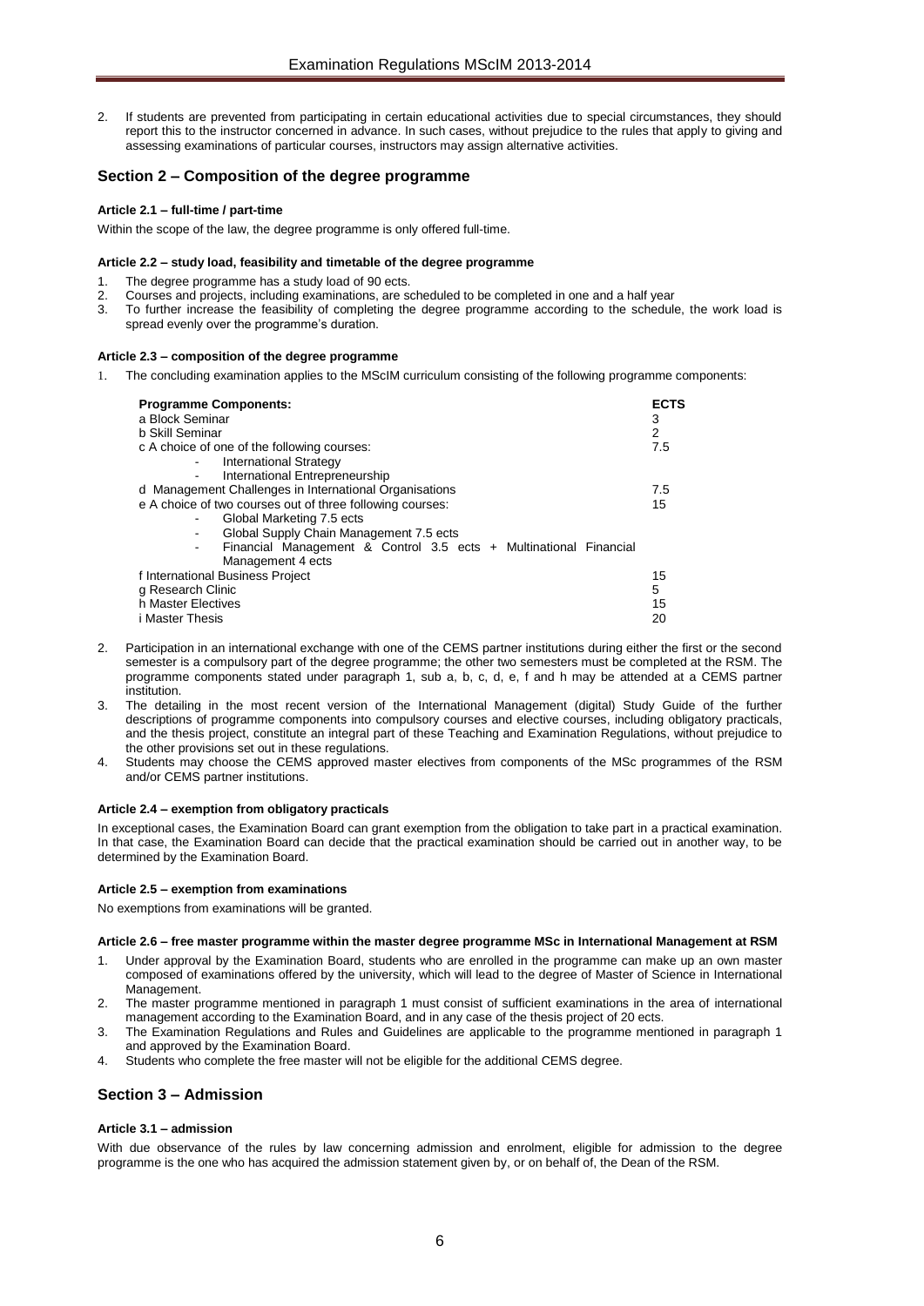2. If students are prevented from participating in certain educational activities due to special circumstances, they should report this to the instructor concerned in advance. In such cases, without prejudice to the rules that apply to giving and assessing examinations of particular courses, instructors may assign alternative activities.

## Section 2 – Composition of the degree programme

#### Article 2.1 – full-time / part-time

Within the scope of the law, the degree programme is only offered full-time.

#### Article 2.2 – study load, feasibility and timetable of the degree programme

1. The degree programme has a study load of 90 ects.
2. Courses and projects, including examinations, are scheduled to be completed in one and a half year
3. To further increase the feasibility of completing the degree programme according to the schedule, the work load is spread evenly over the programme's duration.

#### Article 2.3 – composition of the degree programme

1. The concluding examination applies to the MScIM curriculum consisting of the following programme components:

| Programme Components: | ECTS |
|---|---|
| a Block Seminar | 3 |
| b Skill Seminar | 2 |
| c A choice of one of the following courses:<br>- International Strategy<br>- International Entrepreneurship | 7.5 |
| d Management Challenges in International Organisations | 7.5 |
| e A choice of two courses out of three following courses:<br>- Global Marketing 7.5 ects<br>- Global Supply Chain Management 7.5 ects<br>- Financial Management & Control 3.5 ects + Multinational Financial Management 4 ects | 15 |
| f International Business Project | 15 |
| g Research Clinic | 5 |
| h Master Electives | 15 |
| i Master Thesis | 20 |

2. Participation in an international exchange with one of the CEMS partner institutions during either the first or the second semester is a compulsory part of the degree programme; the other two semesters must be completed at the RSM. The programme components stated under paragraph 1, sub a, b, c, d, e, f and h may be attended at a CEMS partner institution.
3. The detailing in the most recent version of the International Management (digital) Study Guide of the further descriptions of programme components into compulsory courses and elective courses, including obligatory practicals, and the thesis project, constitute an integral part of these Teaching and Examination Regulations, without prejudice to the other provisions set out in these regulations.
4. Students may choose the CEMS approved master electives from components of the MSc programmes of the RSM and/or CEMS partner institutions.

#### Article 2.4 – exemption from obligatory practicals

In exceptional cases, the Examination Board can grant exemption from the obligation to take part in a practical examination. In that case, the Examination Board can decide that the practical examination should be carried out in another way, to be determined by the Examination Board.

#### Article 2.5 – exemption from examinations

No exemptions from examinations will be granted.

#### Article 2.6 – free master programme within the master degree programme MSc in International Management at RSM

1. Under approval by the Examination Board, students who are enrolled in the programme can make up an own master composed of examinations offered by the university, which will lead to the degree of Master of Science in International Management.
2. The master programme mentioned in paragraph 1 must consist of sufficient examinations in the area of international management according to the Examination Board, and in any case of the thesis project of 20 ects.
3. The Examination Regulations and Rules and Guidelines are applicable to the programme mentioned in paragraph 1 and approved by the Examination Board.
4. Students who complete the free master will not be eligible for the additional CEMS degree.

## Section 3 – Admission

#### Article 3.1 – admission

With due observance of the rules by law concerning admission and enrolment, eligible for admission to the degree programme is the one who has acquired the admission statement given by, or on behalf of, the Dean of the RSM.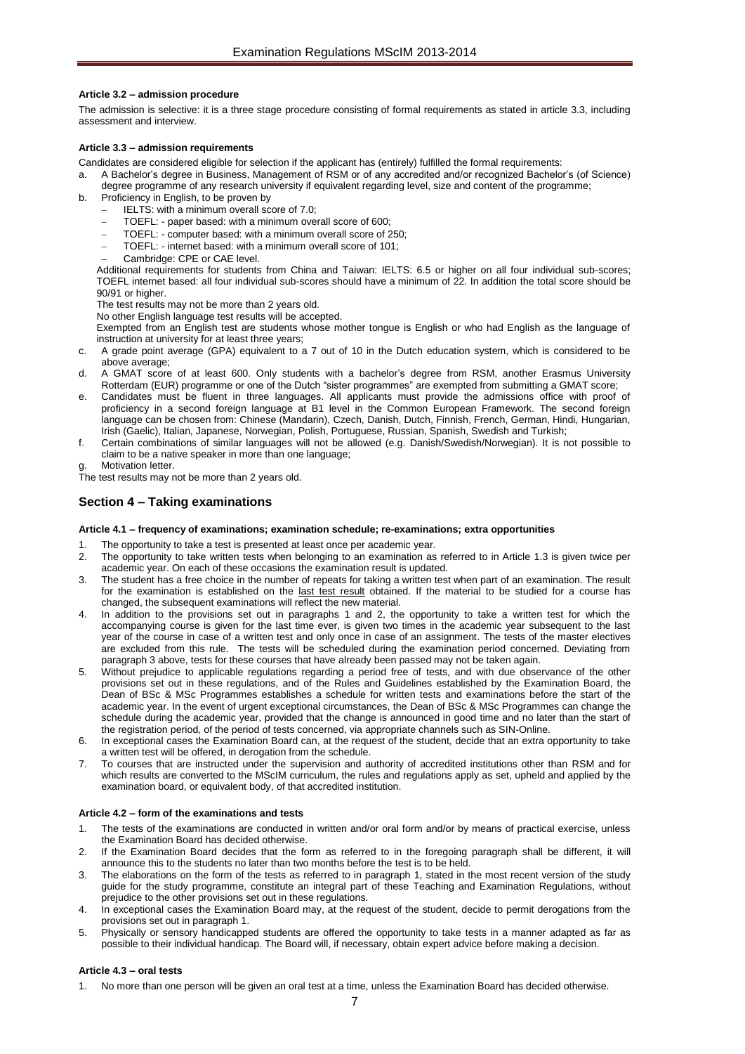#### Article 3.2 – admission procedure

The admission is selective: it is a three stage procedure consisting of formal requirements as stated in article 3.3, including assessment and interview.

#### Article 3.3 – admission requirements

Candidates are considered eligible for selection if the applicant has (entirely) fulfilled the formal requirements:

a. A Bachelor's degree in Business, Management of RSM or of any accredited and/or recognized Bachelor's (of Science) degree programme of any research university if equivalent regarding level, size and content of the programme;
b. Proficiency in English, to be proven by
   - IELTS: with a minimum overall score of 7.0;
   - TOEFL: - paper based: with a minimum overall score of 600;
   - TOEFL: - computer based: with a minimum overall score of 250;
   - TOEFL: - internet based: with a minimum overall score of 101;
   - Cambridge: CPE or CAE level.

   Additional requirements for students from China and Taiwan: IELTS: 6.5 or higher on all four individual sub-scores; TOEFL internet based: all four individual sub-scores should have a minimum of 22. In addition the total score should be 90/91 or higher.

   The test results may not be more than 2 years old.

   No other English language test results will be accepted.

   Exempted from an English test are students whose mother tongue is English or who had English as the language of instruction at university for at least three years;
c. A grade point average (GPA) equivalent to a 7 out of 10 in the Dutch education system, which is considered to be above average;
d. A GMAT score of at least 600. Only students with a bachelor's degree from RSM, another Erasmus University Rotterdam (EUR) programme or one of the Dutch "sister programmes" are exempted from submitting a GMAT score;
e. Candidates must be fluent in three languages. All applicants must provide the admissions office with proof of proficiency in a second foreign language at B1 level in the Common European Framework. The second foreign language can be chosen from: Chinese (Mandarin), Czech, Danish, Dutch, Finnish, French, German, Hindi, Hungarian, Irish (Gaelic), Italian, Japanese, Norwegian, Polish, Portuguese, Russian, Spanish, Swedish and Turkish;
f. Certain combinations of similar languages will not be allowed (e.g. Danish/Swedish/Norwegian). It is not possible to claim to be a native speaker in more than one language;
g. Motivation letter.

The test results may not be more than 2 years old.

## Section 4 – Taking examinations

#### Article 4.1 – frequency of examinations; examination schedule; re-examinations; extra opportunities

1. The opportunity to take a test is presented at least once per academic year.
2. The opportunity to take written tests when belonging to an examination as referred to in Article 1.3 is given twice per academic year. On each of these occasions the examination result is updated.
3. The student has a free choice in the number of repeats for taking a written test when part of an examination. The result for the examination is established on the <u>last test result</u> obtained. If the material to be studied for a course has changed, the subsequent examinations will reflect the new material.
4. In addition to the provisions set out in paragraphs 1 and 2, the opportunity to take a written test for which the accompanying course is given for the last time ever, is given two times in the academic year subsequent to the last year of the course in case of a written test and only once in case of an assignment. The tests of the master electives are excluded from this rule. The tests will be scheduled during the examination period concerned. Deviating from paragraph 3 above, tests for these courses that have already been passed may not be taken again.
5. Without prejudice to applicable regulations regarding a period free of tests, and with due observance of the other provisions set out in these regulations, and of the Rules and Guidelines established by the Examination Board, the Dean of BSc & MSc Programmes establishes a schedule for written tests and examinations before the start of the academic year. In the event of urgent exceptional circumstances, the Dean of BSc & MSc Programmes can change the schedule during the academic year, provided that the change is announced in good time and no later than the start of the registration period, of the period of tests concerned, via appropriate channels such as SIN-Online.
6. In exceptional cases the Examination Board can, at the request of the student, decide that an extra opportunity to take a written test will be offered, in derogation from the schedule.
7. To courses that are instructed under the supervision and authority of accredited institutions other than RSM and for which results are converted to the MScIM curriculum, the rules and regulations apply as set, upheld and applied by the examination board, or equivalent body, of that accredited institution.

#### Article 4.2 – form of the examinations and tests

1. The tests of the examinations are conducted in written and/or oral form and/or by means of practical exercise, unless the Examination Board has decided otherwise.
2. If the Examination Board decides that the form as referred to in the foregoing paragraph shall be different, it will announce this to the students no later than two months before the test is to be held.
3. The elaborations on the form of the tests as referred to in paragraph 1, stated in the most recent version of the study guide for the study programme, constitute an integral part of these Teaching and Examination Regulations, without prejudice to the other provisions set out in these regulations.
4. In exceptional cases the Examination Board may, at the request of the student, decide to permit derogations from the provisions set out in paragraph 1.
5. Physically or sensory handicapped students are offered the opportunity to take tests in a manner adapted as far as possible to their individual handicap. The Board will, if necessary, obtain expert advice before making a decision.

#### Article 4.3 – oral tests

1. No more than one person will be given an oral test at a time, unless the Examination Board has decided otherwise.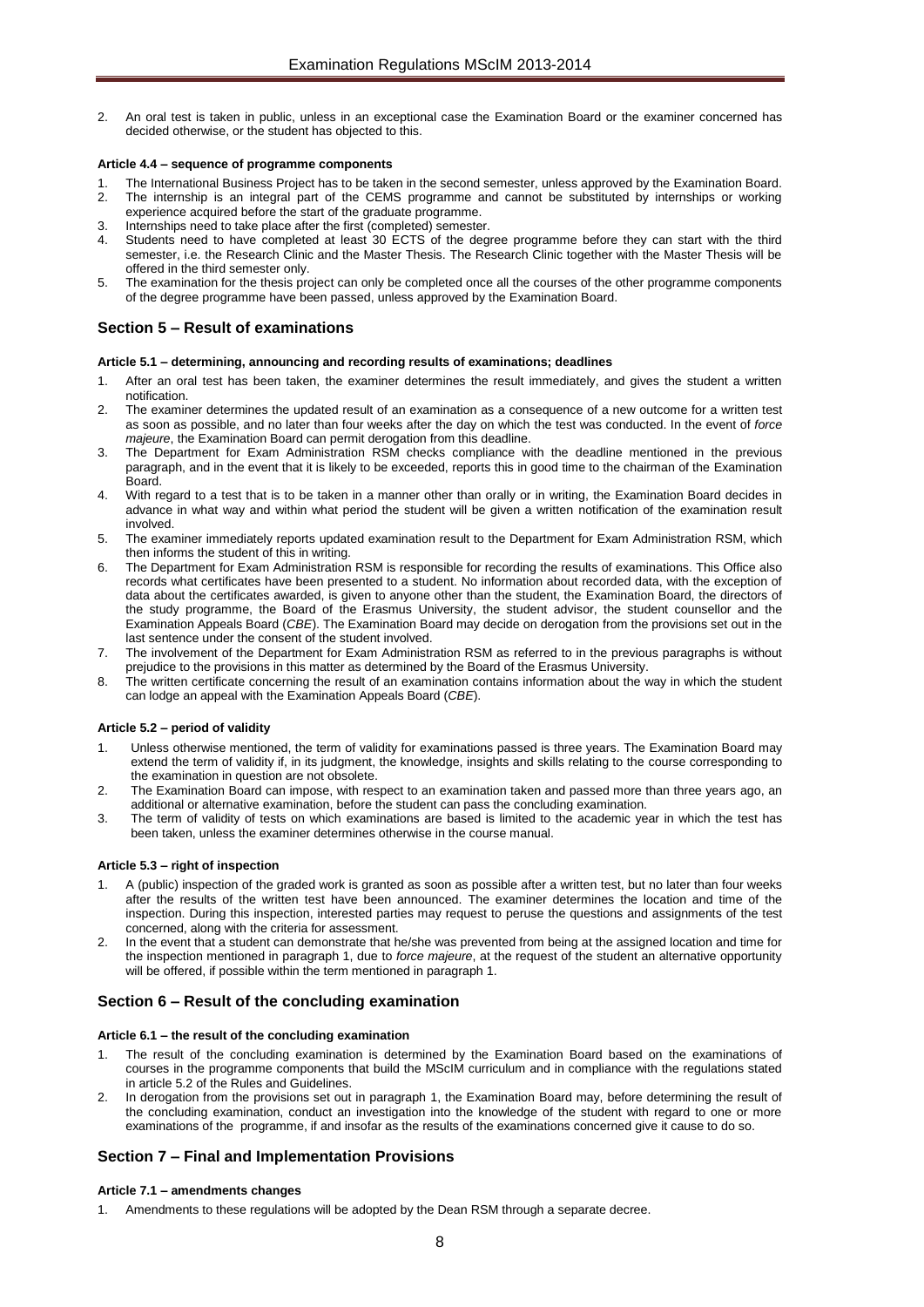2. An oral test is taken in public, unless in an exceptional case the Examination Board or the examiner concerned has decided otherwise, or the student has objected to this.

#### Article 4.4 – sequence of programme components

1. The International Business Project has to be taken in the second semester, unless approved by the Examination Board.
2. The internship is an integral part of the CEMS programme and cannot be substituted by internships or working experience acquired before the start of the graduate programme.
3. Internships need to take place after the first (completed) semester.
4. Students need to have completed at least 30 ECTS of the degree programme before they can start with the third semester, i.e. the Research Clinic and the Master Thesis. The Research Clinic together with the Master Thesis will be offered in the third semester only.
5. The examination for the thesis project can only be completed once all the courses of the other programme components of the degree programme have been passed, unless approved by the Examination Board.

## Section 5 – Result of examinations

#### Article 5.1 – determining, announcing and recording results of examinations; deadlines

1. After an oral test has been taken, the examiner determines the result immediately, and gives the student a written notification.
2. The examiner determines the updated result of an examination as a consequence of a new outcome for a written test as soon as possible, and no later than four weeks after the day on which the test was conducted. In the event of *force majeure*, the Examination Board can permit derogation from this deadline.
3. The Department for Exam Administration RSM checks compliance with the deadline mentioned in the previous paragraph, and in the event that it is likely to be exceeded, reports this in good time to the chairman of the Examination Board.
4. With regard to a test that is to be taken in a manner other than orally or in writing, the Examination Board decides in advance in what way and within what period the student will be given a written notification of the examination result involved.
5. The examiner immediately reports updated examination result to the Department for Exam Administration RSM, which then informs the student of this in writing.
6. The Department for Exam Administration RSM is responsible for recording the results of examinations. This Office also records what certificates have been presented to a student. No information about recorded data, with the exception of data about the certificates awarded, is given to anyone other than the student, the Examination Board, the directors of the study programme, the Board of the Erasmus University, the student advisor, the student counsellor and the Examination Appeals Board (*CBE*). The Examination Board may decide on derogation from the provisions set out in the last sentence under the consent of the student involved.
7. The involvement of the Department for Exam Administration RSM as referred to in the previous paragraphs is without prejudice to the provisions in this matter as determined by the Board of the Erasmus University.
8. The written certificate concerning the result of an examination contains information about the way in which the student can lodge an appeal with the Examination Appeals Board (*CBE*).

#### Article 5.2 – period of validity

1. Unless otherwise mentioned, the term of validity for examinations passed is three years. The Examination Board may extend the term of validity if, in its judgment, the knowledge, insights and skills relating to the course corresponding to the examination in question are not obsolete.
2. The Examination Board can impose, with respect to an examination taken and passed more than three years ago, an additional or alternative examination, before the student can pass the concluding examination.
3. The term of validity of tests on which examinations are based is limited to the academic year in which the test has been taken, unless the examiner determines otherwise in the course manual.

#### Article 5.3 – right of inspection

1. A (public) inspection of the graded work is granted as soon as possible after a written test, but no later than four weeks after the results of the written test have been announced. The examiner determines the location and time of the inspection. During this inspection, interested parties may request to peruse the questions and assignments of the test concerned, along with the criteria for assessment.
2. In the event that a student can demonstrate that he/she was prevented from being at the assigned location and time for the inspection mentioned in paragraph 1, due to *force majeure*, at the request of the student an alternative opportunity will be offered, if possible within the term mentioned in paragraph 1.

## Section 6 – Result of the concluding examination

#### Article 6.1 – the result of the concluding examination

1. The result of the concluding examination is determined by the Examination Board based on the examinations of courses in the programme components that build the MScIM curriculum and in compliance with the regulations stated in article 5.2 of the Rules and Guidelines.
2. In derogation from the provisions set out in paragraph 1, the Examination Board may, before determining the result of the concluding examination, conduct an investigation into the knowledge of the student with regard to one or more examinations of the programme, if and insofar as the results of the examinations concerned give it cause to do so.

## Section 7 – Final and Implementation Provisions

#### Article 7.1 – amendments changes

1. Amendments to these regulations will be adopted by the Dean RSM through a separate decree.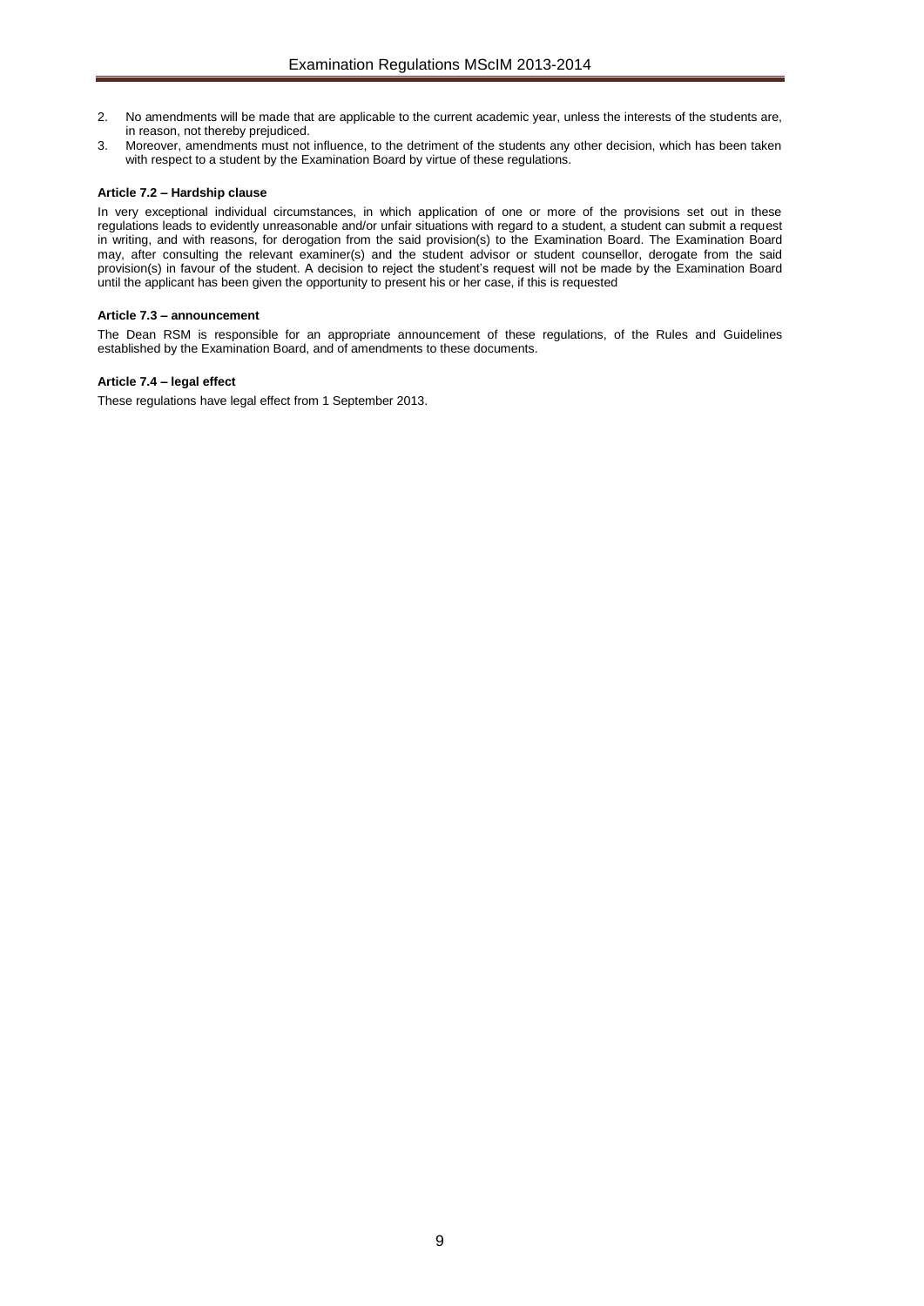2. No amendments will be made that are applicable to the current academic year, unless the interests of the students are, in reason, not thereby prejudiced.
3. Moreover, amendments must not influence, to the detriment of the students any other decision, which has been taken with respect to a student by the Examination Board by virtue of these regulations.

#### Article 7.2 – Hardship clause

In very exceptional individual circumstances, in which application of one or more of the provisions set out in these regulations leads to evidently unreasonable and/or unfair situations with regard to a student, a student can submit a request in writing, and with reasons, for derogation from the said provision(s) to the Examination Board. The Examination Board may, after consulting the relevant examiner(s) and the student advisor or student counsellor, derogate from the said provision(s) in favour of the student. A decision to reject the student's request will not be made by the Examination Board until the applicant has been given the opportunity to present his or her case, if this is requested

#### Article 7.3 – announcement

The Dean RSM is responsible for an appropriate announcement of these regulations, of the Rules and Guidelines established by the Examination Board, and of amendments to these documents.

#### Article 7.4 – legal effect

These regulations have legal effect from 1 September 2013.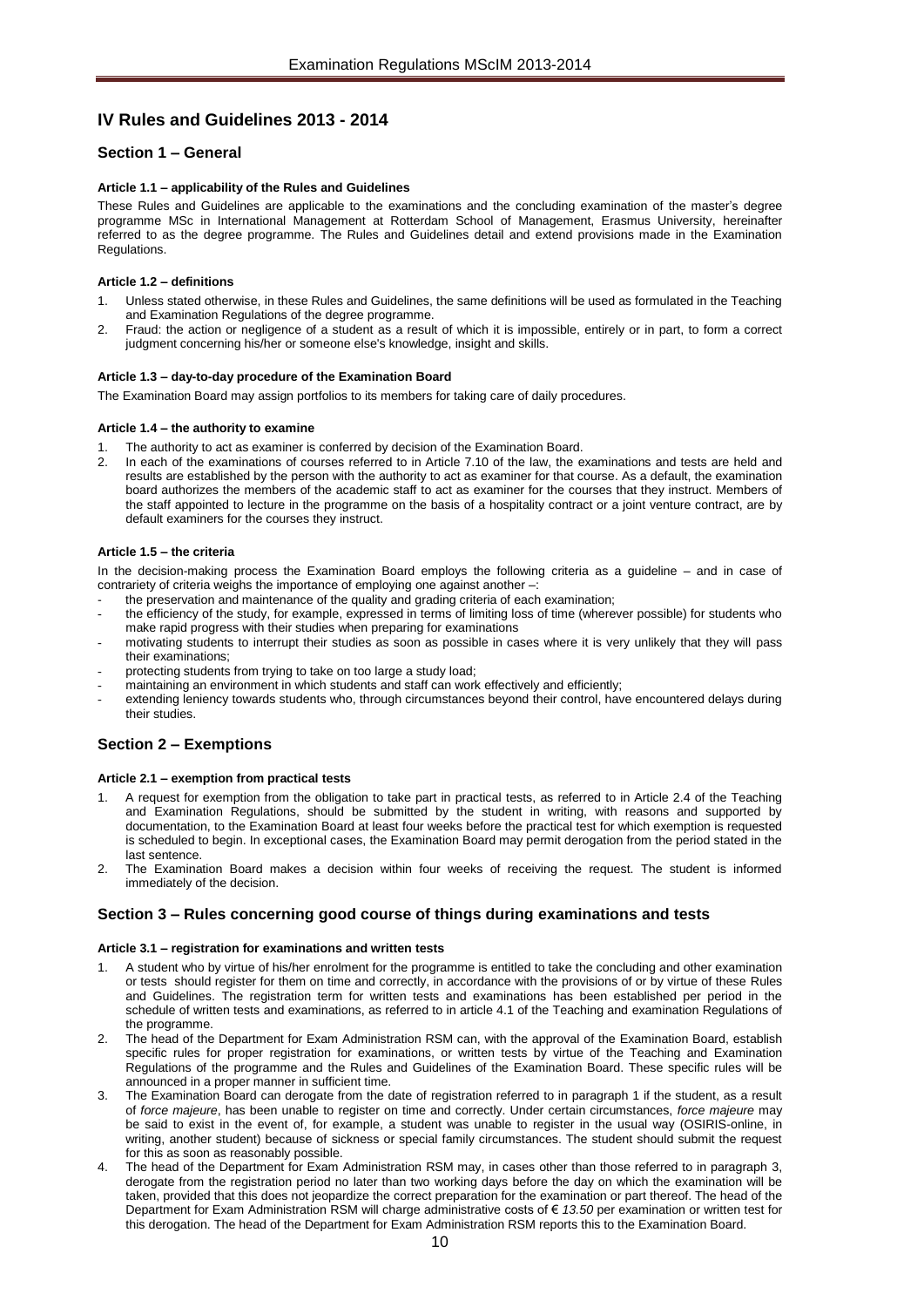# IV Rules and Guidelines 2013 - 2014

## Section 1 – General

#### Article 1.1 – applicability of the Rules and Guidelines

These Rules and Guidelines are applicable to the examinations and the concluding examination of the master's degree programme MSc in International Management at Rotterdam School of Management, Erasmus University, hereinafter referred to as the degree programme. The Rules and Guidelines detail and extend provisions made in the Examination Regulations.

#### Article 1.2 – definitions

1. Unless stated otherwise, in these Rules and Guidelines, the same definitions will be used as formulated in the Teaching and Examination Regulations of the degree programme.
2. Fraud: the action or negligence of a student as a result of which it is impossible, entirely or in part, to form a correct judgment concerning his/her or someone else's knowledge, insight and skills.

#### Article 1.3 – day-to-day procedure of the Examination Board

The Examination Board may assign portfolios to its members for taking care of daily procedures.

#### Article 1.4 – the authority to examine

1. The authority to act as examiner is conferred by decision of the Examination Board.
2. In each of the examinations of courses referred to in Article 7.10 of the law, the examinations and tests are held and results are established by the person with the authority to act as examiner for that course. As a default, the examination board authorizes the members of the academic staff to act as examiner for the courses that they instruct. Members of the staff appointed to lecture in the programme on the basis of a hospitality contract or a joint venture contract, are by default examiners for the courses they instruct.

#### Article 1.5 – the criteria

In the decision-making process the Examination Board employs the following criteria as a guideline – and in case of contrariety of criteria weighs the importance of employing one against another –:

- the preservation and maintenance of the quality and grading criteria of each examination;
- the efficiency of the study, for example, expressed in terms of limiting loss of time (wherever possible) for students who make rapid progress with their studies when preparing for examinations
- motivating students to interrupt their studies as soon as possible in cases where it is very unlikely that they will pass their examinations;
- protecting students from trying to take on too large a study load;
- maintaining an environment in which students and staff can work effectively and efficiently;
- extending leniency towards students who, through circumstances beyond their control, have encountered delays during their studies.

## Section 2 – Exemptions

#### Article 2.1 – exemption from practical tests

1. A request for exemption from the obligation to take part in practical tests, as referred to in Article 2.4 of the Teaching and Examination Regulations, should be submitted by the student in writing, with reasons and supported by documentation, to the Examination Board at least four weeks before the practical test for which exemption is requested is scheduled to begin. In exceptional cases, the Examination Board may permit derogation from the period stated in the last sentence.
2. The Examination Board makes a decision within four weeks of receiving the request. The student is informed immediately of the decision.

## Section 3 – Rules concerning good course of things during examinations and tests

#### Article 3.1 – registration for examinations and written tests

1. A student who by virtue of his/her enrolment for the programme is entitled to take the concluding and other examination or tests should register for them on time and correctly, in accordance with the provisions of or by virtue of these Rules and Guidelines. The registration term for written tests and examinations has been established per period in the schedule of written tests and examinations, as referred to in article 4.1 of the Teaching and examination Regulations of the programme.
2. The head of the Department for Exam Administration RSM can, with the approval of the Examination Board, establish specific rules for proper registration for examinations, or written tests by virtue of the Teaching and Examination Regulations of the programme and the Rules and Guidelines of the Examination Board. These specific rules will be announced in a proper manner in sufficient time.
3. The Examination Board can derogate from the date of registration referred to in paragraph 1 if the student, as a result of *force majeure*, has been unable to register on time and correctly. Under certain circumstances, *force majeure* may be said to exist in the event of, for example, a student was unable to register in the usual way (OSIRIS-online, in writing, another student) because of sickness or special family circumstances. The student should submit the request for this as soon as reasonably possible.
4. The head of the Department for Exam Administration RSM may, in cases other than those referred to in paragraph 3, derogate from the registration period no later than two working days before the day on which the examination will be taken, provided that this does not jeopardize the correct preparation for the examination or part thereof. The head of the Department for Exam Administration RSM will charge administrative costs of *€ 13.50* per examination or written test for this derogation. The head of the Department for Exam Administration RSM reports this to the Examination Board.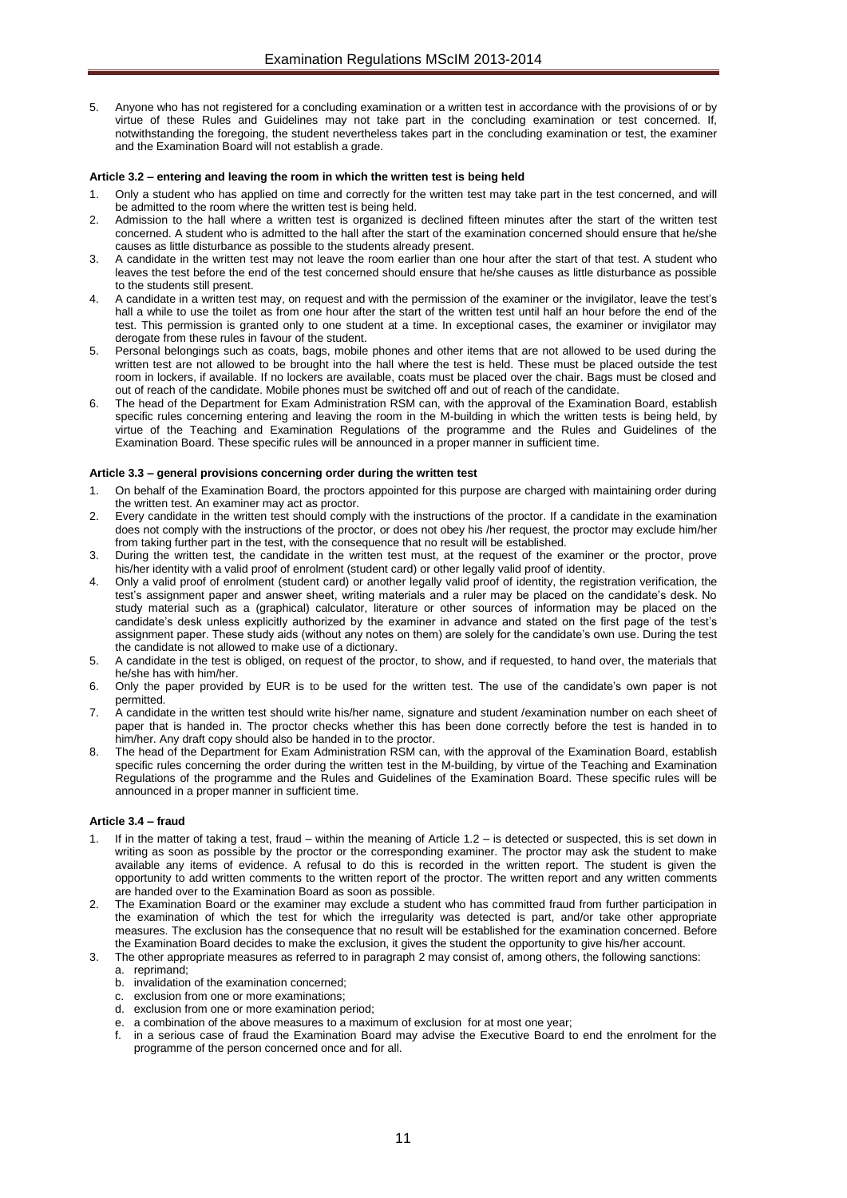5. Anyone who has not registered for a concluding examination or a written test in accordance with the provisions of or by virtue of these Rules and Guidelines may not take part in the concluding examination or test concerned. If, notwithstanding the foregoing, the student nevertheless takes part in the concluding examination or test, the examiner and the Examination Board will not establish a grade.

#### Article 3.2 – entering and leaving the room in which the written test is being held

1. Only a student who has applied on time and correctly for the written test may take part in the test concerned, and will be admitted to the room where the written test is being held.
2. Admission to the hall where a written test is organized is declined fifteen minutes after the start of the written test concerned. A student who is admitted to the hall after the start of the examination concerned should ensure that he/she causes as little disturbance as possible to the students already present.
3. A candidate in the written test may not leave the room earlier than one hour after the start of that test. A student who leaves the test before the end of the test concerned should ensure that he/she causes as little disturbance as possible to the students still present.
4. A candidate in a written test may, on request and with the permission of the examiner or the invigilator, leave the test's hall a while to use the toilet as from one hour after the start of the written test until half an hour before the end of the test. This permission is granted only to one student at a time. In exceptional cases, the examiner or invigilator may derogate from these rules in favour of the student.
5. Personal belongings such as coats, bags, mobile phones and other items that are not allowed to be used during the written test are not allowed to be brought into the hall where the test is held. These must be placed outside the test room in lockers, if available. If no lockers are available, coats must be placed over the chair. Bags must be closed and out of reach of the candidate. Mobile phones must be switched off and out of reach of the candidate.
6. The head of the Department for Exam Administration RSM can, with the approval of the Examination Board, establish specific rules concerning entering and leaving the room in the M-building in which the written tests is being held, by virtue of the Teaching and Examination Regulations of the programme and the Rules and Guidelines of the Examination Board. These specific rules will be announced in a proper manner in sufficient time.

#### Article 3.3 – general provisions concerning order during the written test

1. On behalf of the Examination Board, the proctors appointed for this purpose are charged with maintaining order during the written test. An examiner may act as proctor.
2. Every candidate in the written test should comply with the instructions of the proctor. If a candidate in the examination does not comply with the instructions of the proctor, or does not obey his /her request, the proctor may exclude him/her from taking further part in the test, with the consequence that no result will be established.
3. During the written test, the candidate in the written test must, at the request of the examiner or the proctor, prove his/her identity with a valid proof of enrolment (student card) or other legally valid proof of identity.
4. Only a valid proof of enrolment (student card) or another legally valid proof of identity, the registration verification, the test's assignment paper and answer sheet, writing materials and a ruler may be placed on the candidate's desk. No study material such as a (graphical) calculator, literature or other sources of information may be placed on the candidate's desk unless explicitly authorized by the examiner in advance and stated on the first page of the test's assignment paper. These study aids (without any notes on them) are solely for the candidate's own use. During the test the candidate is not allowed to make use of a dictionary.
5. A candidate in the test is obliged, on request of the proctor, to show, and if requested, to hand over, the materials that he/she has with him/her.
6. Only the paper provided by EUR is to be used for the written test. The use of the candidate's own paper is not permitted.
7. A candidate in the written test should write his/her name, signature and student /examination number on each sheet of paper that is handed in. The proctor checks whether this has been done correctly before the test is handed in to him/her. Any draft copy should also be handed in to the proctor.
8. The head of the Department for Exam Administration RSM can, with the approval of the Examination Board, establish specific rules concerning the order during the written test in the M-building, by virtue of the Teaching and Examination Regulations of the programme and the Rules and Guidelines of the Examination Board. These specific rules will be announced in a proper manner in sufficient time.

#### Article 3.4 – fraud

1. If in the matter of taking a test, fraud – within the meaning of Article 1.2 – is detected or suspected, this is set down in writing as soon as possible by the proctor or the corresponding examiner. The proctor may ask the student to make available any items of evidence. A refusal to do this is recorded in the written report. The student is given the opportunity to add written comments to the written report of the proctor. The written report and any written comments are handed over to the Examination Board as soon as possible.
2. The Examination Board or the examiner may exclude a student who has committed fraud from further participation in the examination of which the test for which the irregularity was detected is part, and/or take other appropriate measures. The exclusion has the consequence that no result will be established for the examination concerned. Before the Examination Board decides to make the exclusion, it gives the student the opportunity to give his/her account.
3. The other appropriate measures as referred to in paragraph 2 may consist of, among others, the following sanctions:
   a. reprimand;
   b. invalidation of the examination concerned;
   c. exclusion from one or more examinations;
   d. exclusion from one or more examination period;
   e. a combination of the above measures to a maximum of exclusion for at most one year;
   f. in a serious case of fraud the Examination Board may advise the Executive Board to end the enrolment for the programme of the person concerned once and for all.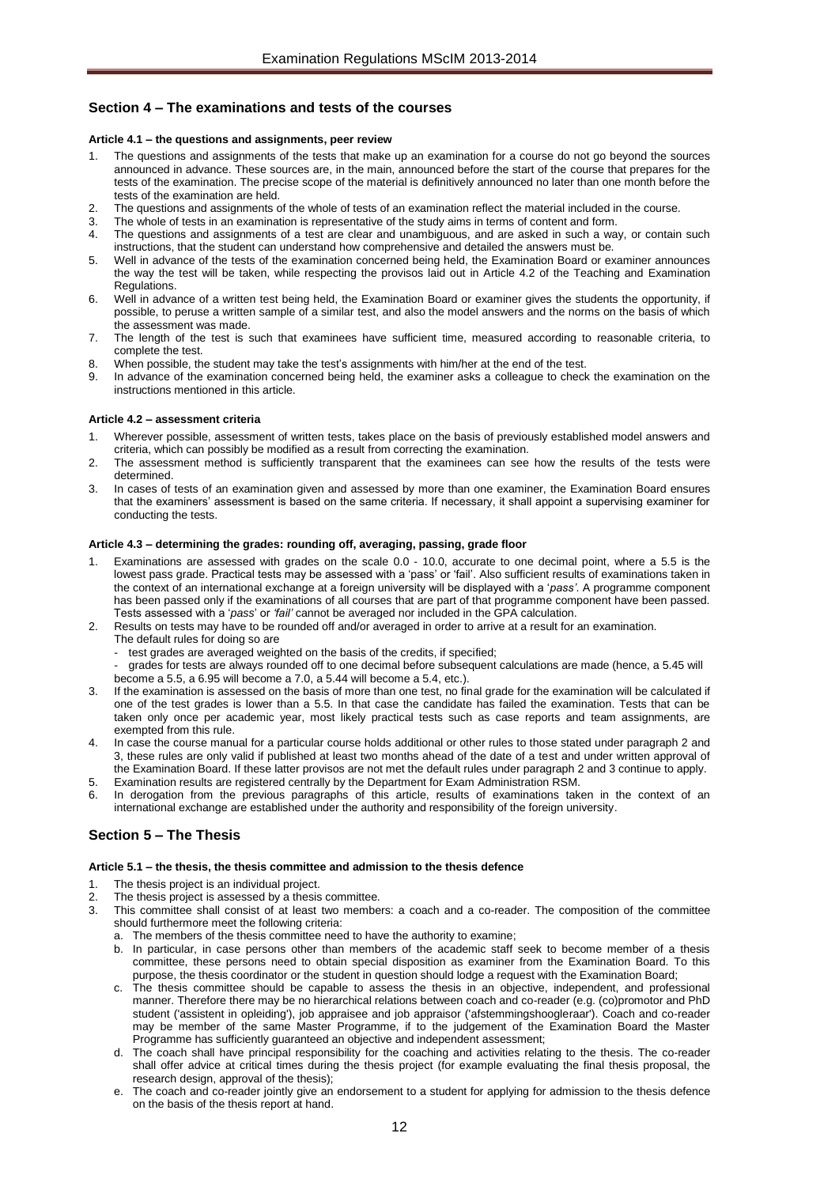## Section 4 – The examinations and tests of the courses

#### Article 4.1 – the questions and assignments, peer review

1. The questions and assignments of the tests that make up an examination for a course do not go beyond the sources announced in advance. These sources are, in the main, announced before the start of the course that prepares for the tests of the examination. The precise scope of the material is definitively announced no later than one month before the tests of the examination are held.
2. The questions and assignments of the whole of tests of an examination reflect the material included in the course.
3. The whole of tests in an examination is representative of the study aims in terms of content and form.
4. The questions and assignments of a test are clear and unambiguous, and are asked in such a way, or contain such instructions, that the student can understand how comprehensive and detailed the answers must be.
5. Well in advance of the tests of the examination concerned being held, the Examination Board or examiner announces the way the test will be taken, while respecting the provisos laid out in Article 4.2 of the Teaching and Examination Regulations.
6. Well in advance of a written test being held, the Examination Board or examiner gives the students the opportunity, if possible, to peruse a written sample of a similar test, and also the model answers and the norms on the basis of which the assessment was made.
7. The length of the test is such that examinees have sufficient time, measured according to reasonable criteria, to complete the test.
8. When possible, the student may take the test's assignments with him/her at the end of the test.
9. In advance of the examination concerned being held, the examiner asks a colleague to check the examination on the instructions mentioned in this article.

#### Article 4.2 – assessment criteria

1. Wherever possible, assessment of written tests, takes place on the basis of previously established model answers and criteria, which can possibly be modified as a result from correcting the examination.
2. The assessment method is sufficiently transparent that the examinees can see how the results of the tests were determined.
3. In cases of tests of an examination given and assessed by more than one examiner, the Examination Board ensures that the examiners' assessment is based on the same criteria. If necessary, it shall appoint a supervising examiner for conducting the tests.

#### Article 4.3 – determining the grades: rounding off, averaging, passing, grade floor

1. Examinations are assessed with grades on the scale 0.0 - 10.0, accurate to one decimal point, where a 5.5 is the lowest pass grade. Practical tests may be assessed with a 'pass' or 'fail'. Also sufficient results of examinations taken in the context of an international exchange at a foreign university will be displayed with a '*pass'*. A programme component has been passed only if the examinations of all courses that are part of that programme component have been passed. Tests assessed with a '*pass*' or *'fail'* cannot be averaged nor included in the GPA calculation.
2. Results on tests may have to be rounded off and/or averaged in order to arrive at a result for an examination. The default rules for doing so are
   - test grades are averaged weighted on the basis of the credits, if specified;
   - grades for tests are always rounded off to one decimal before subsequent calculations are made (hence, a 5.45 will become a 5.5, a 6.95 will become a 7.0, a 5.44 will become a 5.4, etc.).
3. If the examination is assessed on the basis of more than one test, no final grade for the examination will be calculated if one of the test grades is lower than a 5.5. In that case the candidate has failed the examination. Tests that can be taken only once per academic year, most likely practical tests such as case reports and team assignments, are exempted from this rule.
4. In case the course manual for a particular course holds additional or other rules to those stated under paragraph 2 and 3, these rules are only valid if published at least two months ahead of the date of a test and under written approval of the Examination Board. If these latter provisos are not met the default rules under paragraph 2 and 3 continue to apply.
5. Examination results are registered centrally by the Department for Exam Administration RSM.
6. In derogation from the previous paragraphs of this article, results of examinations taken in the context of an international exchange are established under the authority and responsibility of the foreign university.

## Section 5 – The Thesis

#### Article 5.1 – the thesis, the thesis committee and admission to the thesis defence

1. The thesis project is an individual project.
2. The thesis project is assessed by a thesis committee.
3. This committee shall consist of at least two members: a coach and a co-reader. The composition of the committee should furthermore meet the following criteria:
   a. The members of the thesis committee need to have the authority to examine;
   b. In particular, in case persons other than members of the academic staff seek to become member of a thesis committee, these persons need to obtain special disposition as examiner from the Examination Board. To this purpose, the thesis coordinator or the student in question should lodge a request with the Examination Board;
   c. The thesis committee should be capable to assess the thesis in an objective, independent, and professional manner. Therefore there may be no hierarchical relations between coach and co-reader (e.g. (co)promotor and PhD student ('assistent in opleiding'), job appraisee and job appraisor ('afstemmingshoogleraar'). Coach and co-reader may be member of the same Master Programme, if to the judgement of the Examination Board the Master Programme has sufficiently guaranteed an objective and independent assessment;
   d. The coach shall have principal responsibility for the coaching and activities relating to the thesis. The co-reader shall offer advice at critical times during the thesis project (for example evaluating the final thesis proposal, the research design, approval of the thesis);
   e. The coach and co-reader jointly give an endorsement to a student for applying for admission to the thesis defence on the basis of the thesis report at hand.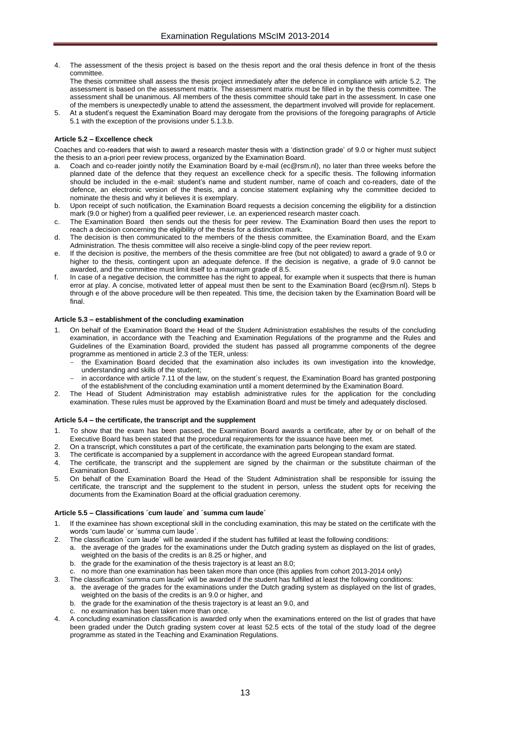4. The assessment of the thesis project is based on the thesis report and the oral thesis defence in front of the thesis committee.
   The thesis committee shall assess the thesis project immediately after the defence in compliance with article 5.2. The assessment is based on the assessment matrix. The assessment matrix must be filled in by the thesis committee. The assessment shall be unanimous. All members of the thesis committee should take part in the assessment. In case one of the members is unexpectedly unable to attend the assessment, the department involved will provide for replacement.
5. At a student's request the Examination Board may derogate from the provisions of the foregoing paragraphs of Article 5.1 with the exception of the provisions under 5.1.3.b.

#### Article 5.2 – Excellence check

Coaches and co-readers that wish to award a research master thesis with a 'distinction grade' of 9.0 or higher must subject the thesis to an a-priori peer review process, organized by the Examination Board.

a. Coach and co-reader jointly notify the Examination Board by e-mail (ec@rsm.nl), no later than three weeks before the planned date of the defence that they request an excellence check for a specific thesis. The following information should be included in the e-mail: student's name and student number, name of coach and co-readers, date of the defence, an electronic version of the thesis, and a concise statement explaining why the committee decided to nominate the thesis and why it believes it is exemplary.
b. Upon receipt of such notification, the Examination Board requests a decision concerning the eligibility for a distinction mark (9.0 or higher) from a qualified peer reviewer, i.e. an experienced research master coach.
c. The Examination Board then sends out the thesis for peer review. The Examination Board then uses the report to reach a decision concerning the eligibility of the thesis for a distinction mark.
d. The decision is then communicated to the members of the thesis committee, the Examination Board, and the Exam Administration. The thesis committee will also receive a single-blind copy of the peer review report.
e. If the decision is positive, the members of the thesis committee are free (but not obligated) to award a grade of 9.0 or higher to the thesis, contingent upon an adequate defence. If the decision is negative, a grade of 9.0 cannot be awarded, and the committee must limit itself to a maximum grade of 8.5.
f. In case of a negative decision, the committee has the right to appeal, for example when it suspects that there is human error at play. A concise, motivated letter of appeal must then be sent to the Examination Board (ec@rsm.nl). Steps b through e of the above procedure will be then repeated. This time, the decision taken by the Examination Board will be final.

#### Article 5.3 – establishment of the concluding examination

1. On behalf of the Examination Board the Head of the Student Administration establishes the results of the concluding examination, in accordance with the Teaching and Examination Regulations of the programme and the Rules and Guidelines of the Examination Board, provided the student has passed all programme components of the degree programme as mentioned in article 2.3 of the TER, unless:
   - the Examination Board decided that the examination also includes its own investigation into the knowledge, understanding and skills of the student;
   - in accordance with article 7.11 of the law, on the student´s request, the Examination Board has granted postponing of the establishment of the concluding examination until a moment determined by the Examination Board.
2. The Head of Student Administration may establish administrative rules for the application for the concluding examination. These rules must be approved by the Examination Board and must be timely and adequately disclosed.

#### Article 5.4 – the certificate, the transcript and the supplement

1. To show that the exam has been passed, the Examination Board awards a certificate, after by or on behalf of the Executive Board has been stated that the procedural requirements for the issuance have been met.
2. On a transcript, which constitutes a part of the certificate, the examination parts belonging to the exam are stated.
3. The certificate is accompanied by a supplement in accordance with the agreed European standard format.
4. The certificate, the transcript and the supplement are signed by the chairman or the substitute chairman of the Examination Board.
5. On behalf of the Examination Board the Head of the Student Administration shall be responsible for issuing the certificate, the transcript and the supplement to the student in person, unless the student opts for receiving the documents from the Examination Board at the official graduation ceremony.

#### Article 5.5 – Classifications ´cum laude´ and ´summa cum laude´

1. If the examinee has shown exceptional skill in the concluding examination, this may be stated on the certificate with the words 'cum laude' or ´summa cum laude´.
2. The classification ´cum laude´ will be awarded if the student has fulfilled at least the following conditions:
   a. the average of the grades for the examinations under the Dutch grading system as displayed on the list of grades, weighted on the basis of the credits is an 8.25 or higher, and
   b. the grade for the examination of the thesis trajectory is at least an 8.0;
   c. no more than one examination has been taken more than once (this applies from cohort 2013-2014 only)
3. The classification ´summa cum laude´ will be awarded if the student has fulfilled at least the following conditions:
   a. the average of the grades for the examinations under the Dutch grading system as displayed on the list of grades, weighted on the basis of the credits is an 9.0 or higher, and
   b. the grade for the examination of the thesis trajectory is at least an 9.0, and
   c. no examination has been taken more than once.
4. A concluding examination classification is awarded only when the examinations entered on the list of grades that have been graded under the Dutch grading system cover at least 52.5 ects of the total of the study load of the degree programme as stated in the Teaching and Examination Regulations.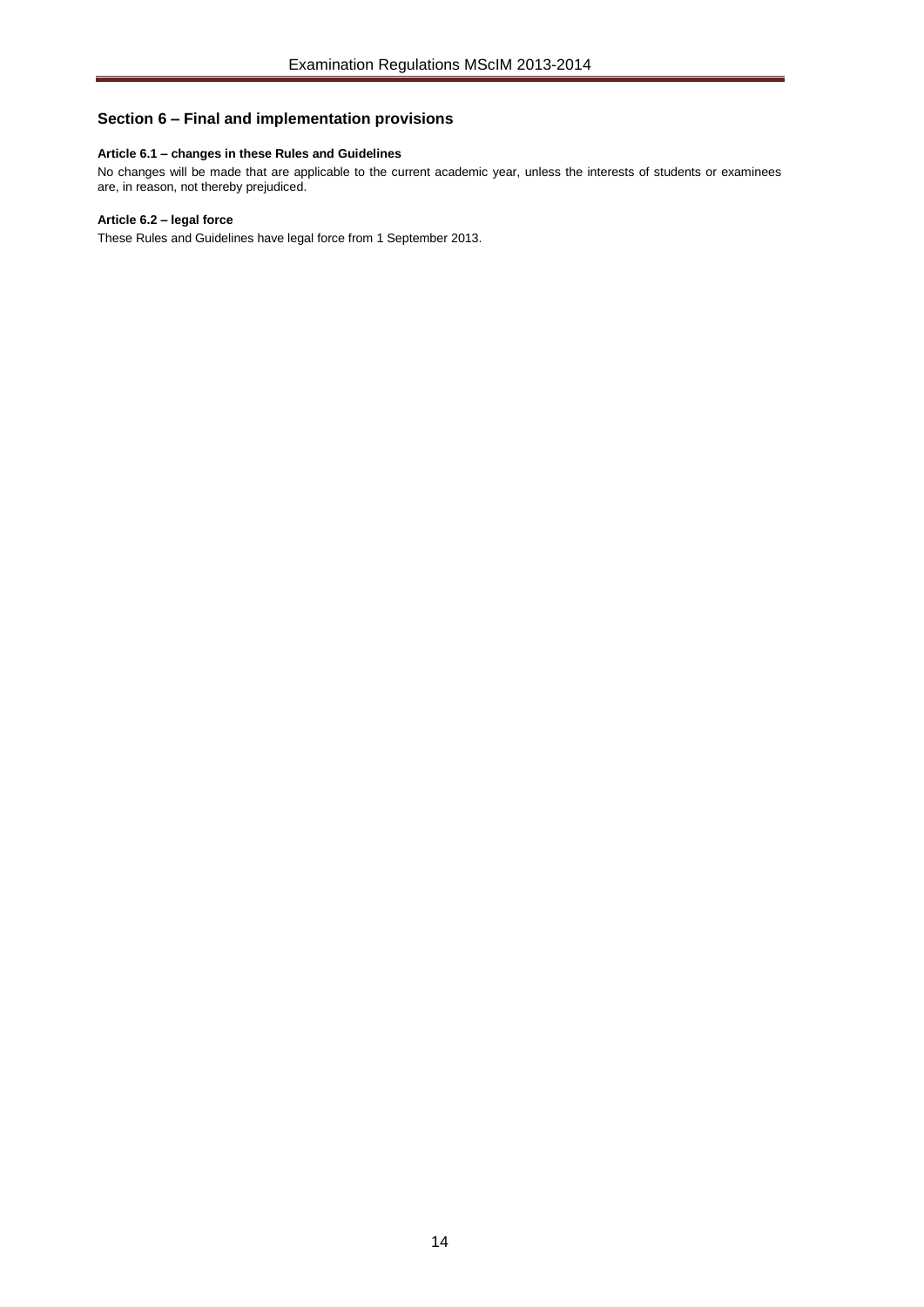## Section 6 – Final and implementation provisions

#### Article 6.1 – changes in these Rules and Guidelines

No changes will be made that are applicable to the current academic year, unless the interests of students or examinees are, in reason, not thereby prejudiced.

#### Article 6.2 – legal force

These Rules and Guidelines have legal force from 1 September 2013.